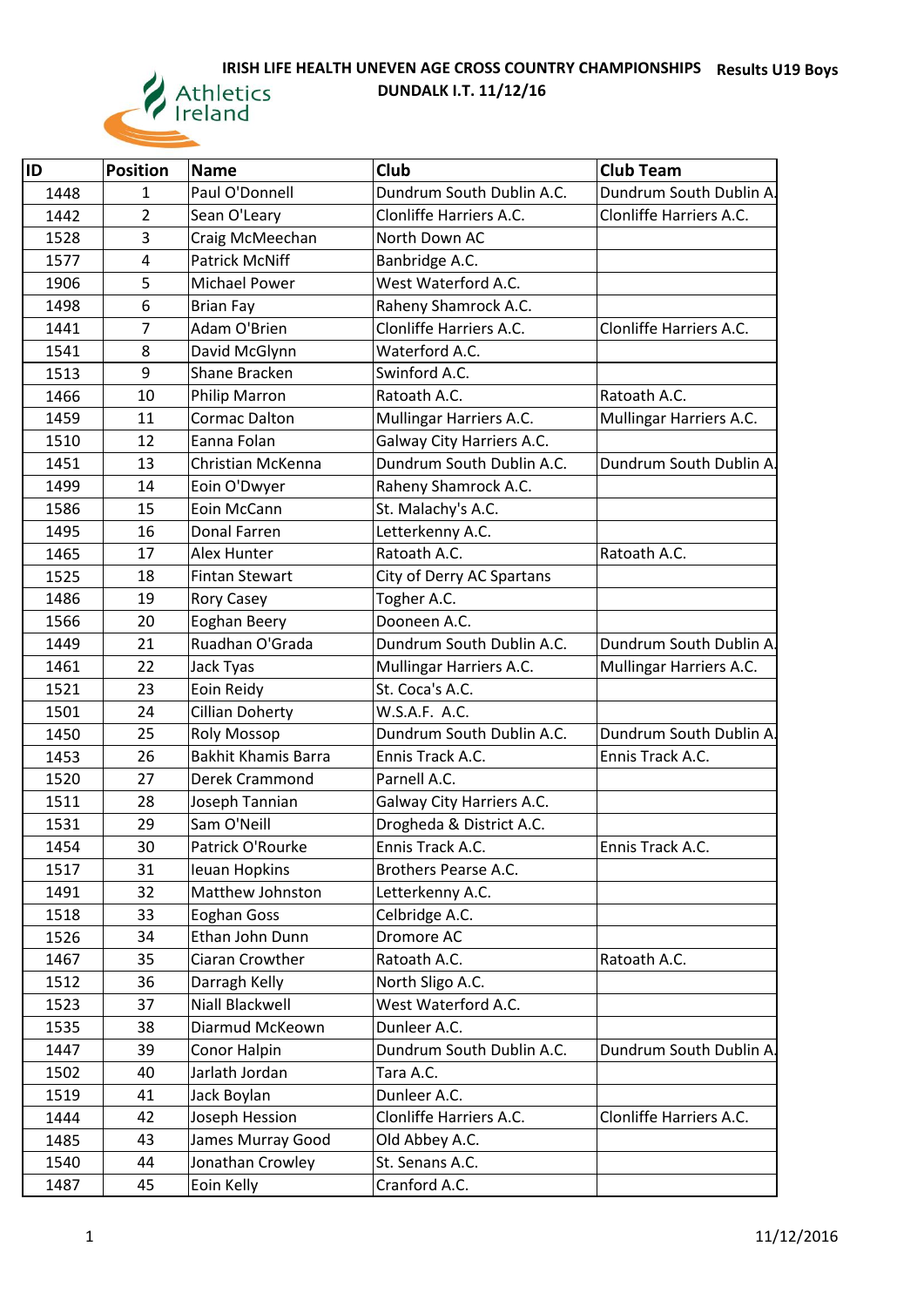# IRISH LIFE HEALTH UNEVEN AGE CROSS COUNTRY CHAMPIONSHIPS

## DUNDALK I.T. 11/12/16

**Results U19 Boys**

| ID | Position | Name | Club | Club Team |
|---|---|---|---|---|
| 1448 | 1 | Paul O'Donnell | Dundrum South Dublin A.C. | Dundrum South Dublin A. |
| 1442 | 2 | Sean O'Leary | Clonliffe Harriers A.C. | Clonliffe Harriers A.C. |
| 1528 | 3 | Craig McMeechan | North Down AC | |
| 1577 | 4 | Patrick McNiff | Banbridge A.C. | |
| 1906 | 5 | Michael Power | West Waterford A.C. | |
| 1498 | 6 | Brian Fay | Raheny Shamrock A.C. | |
| 1441 | 7 | Adam O'Brien | Clonliffe Harriers A.C. | Clonliffe Harriers A.C. |
| 1541 | 8 | David McGlynn | Waterford A.C. | |
| 1513 | 9 | Shane Bracken | Swinford A.C. | |
| 1466 | 10 | Philip Marron | Ratoath A.C. | Ratoath A.C. |
| 1459 | 11 | Cormac Dalton | Mullingar Harriers A.C. | Mullingar Harriers A.C. |
| 1510 | 12 | Eanna Folan | Galway City Harriers A.C. | |
| 1451 | 13 | Christian McKenna | Dundrum South Dublin A.C. | Dundrum South Dublin A. |
| 1499 | 14 | Eoin O'Dwyer | Raheny Shamrock A.C. | |
| 1586 | 15 | Eoin McCann | St. Malachy's A.C. | |
| 1495 | 16 | Donal Farren | Letterkenny A.C. | |
| 1465 | 17 | Alex Hunter | Ratoath A.C. | Ratoath A.C. |
| 1525 | 18 | Fintan Stewart | City of Derry AC Spartans | |
| 1486 | 19 | Rory Casey | Togher A.C. | |
| 1566 | 20 | Eoghan Beery | Dooneen A.C. | |
| 1449 | 21 | Ruadhan O'Grada | Dundrum South Dublin A.C. | Dundrum South Dublin A. |
| 1461 | 22 | Jack Tyas | Mullingar Harriers A.C. | Mullingar Harriers A.C. |
| 1521 | 23 | Eoin Reidy | St. Coca's A.C. | |
| 1501 | 24 | Cillian Doherty | W.S.A.F. A.C. | |
| 1450 | 25 | Roly Mossop | Dundrum South Dublin A.C. | Dundrum South Dublin A. |
| 1453 | 26 | Bakhit Khamis Barra | Ennis Track A.C. | Ennis Track A.C. |
| 1520 | 27 | Derek Crammond | Parnell A.C. | |
| 1511 | 28 | Joseph Tannian | Galway City Harriers A.C. | |
| 1531 | 29 | Sam O'Neill | Drogheda & District A.C. | |
| 1454 | 30 | Patrick O'Rourke | Ennis Track A.C. | Ennis Track A.C. |
| 1517 | 31 | Ieuan Hopkins | Brothers Pearse A.C. | |
| 1491 | 32 | Matthew Johnston | Letterkenny A.C. | |
| 1518 | 33 | Eoghan Goss | Celbridge A.C. | |
| 1526 | 34 | Ethan John Dunn | Dromore AC | |
| 1467 | 35 | Ciaran Crowther | Ratoath A.C. | Ratoath A.C. |
| 1512 | 36 | Darragh Kelly | North Sligo A.C. | |
| 1523 | 37 | Niall Blackwell | West Waterford A.C. | |
| 1535 | 38 | Diarmud McKeown | Dunleer A.C. | |
| 1447 | 39 | Conor Halpin | Dundrum South Dublin A.C. | Dundrum South Dublin A. |
| 1502 | 40 | Jarlath Jordan | Tara A.C. | |
| 1519 | 41 | Jack Boylan | Dunleer A.C. | |
| 1444 | 42 | Joseph Hession | Clonliffe Harriers A.C. | Clonliffe Harriers A.C. |
| 1485 | 43 | James Murray Good | Old Abbey A.C. | |
| 1540 | 44 | Jonathan Crowley | St. Senans A.C. | |
| 1487 | 45 | Eoin Kelly | Cranford A.C. | |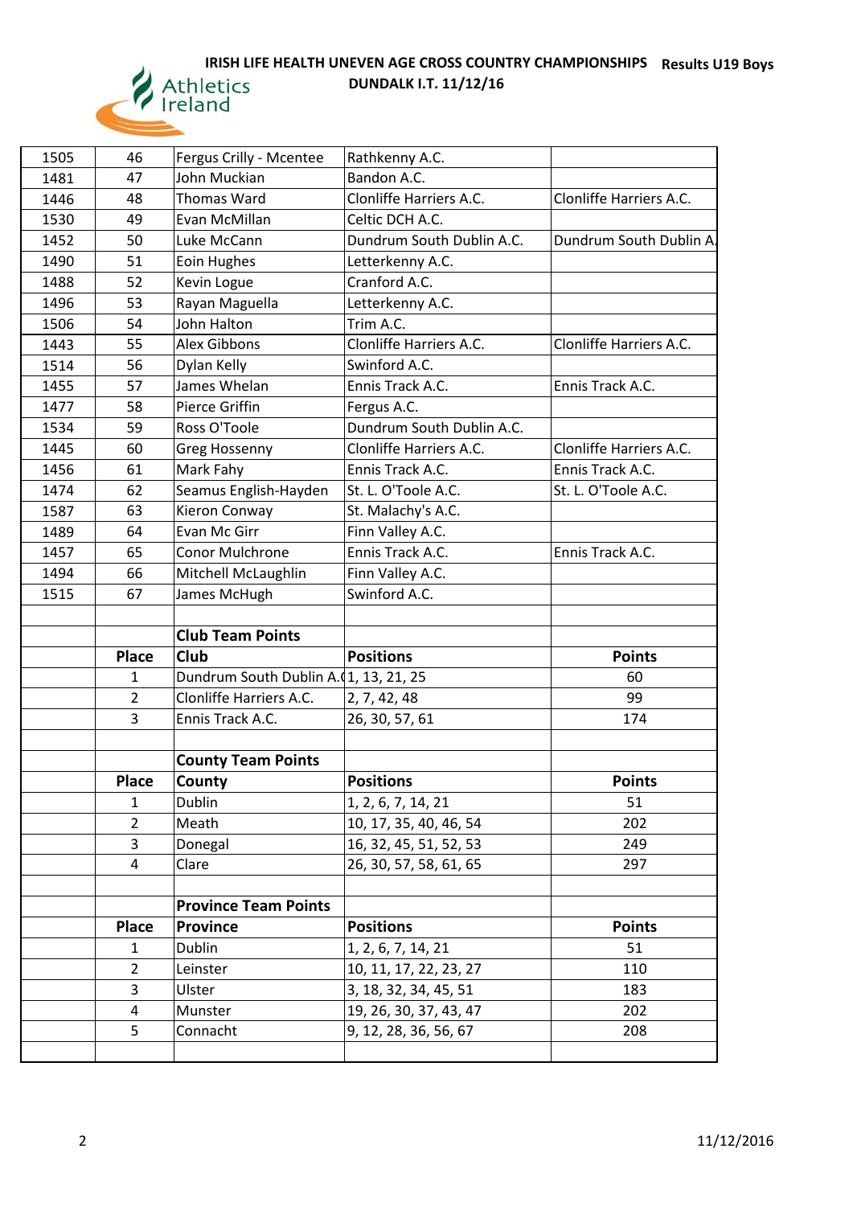IRISH LIFE HEALTH UNEVEN AGE CROSS COUNTRY CHAMPIONSHIPS **Results U19 Boys**

DUNDALK I.T. 11/12/16

| | | | | |
|---|---|---|---|---|
| 1505 | 46 | Fergus Crilly - Mcentee | Rathkenny A.C. | |
| 1481 | 47 | John Muckian | Bandon A.C. | |
| 1446 | 48 | Thomas Ward | Clonliffe Harriers A.C. | Clonliffe Harriers A.C. |
| 1530 | 49 | Evan McMillan | Celtic DCH A.C. | |
| 1452 | 50 | Luke McCann | Dundrum South Dublin A.C. | Dundrum South Dublin A. |
| 1490 | 51 | Eoin Hughes | Letterkenny A.C. | |
| 1488 | 52 | Kevin Logue | Cranford A.C. | |
| 1496 | 53 | Rayan Maguella | Letterkenny A.C. | |
| 1506 | 54 | John Halton | Trim A.C. | |
| 1443 | 55 | Alex Gibbons | Clonliffe Harriers A.C. | Clonliffe Harriers A.C. |
| 1514 | 56 | Dylan Kelly | Swinford A.C. | |
| 1455 | 57 | James Whelan | Ennis Track A.C. | Ennis Track A.C. |
| 1477 | 58 | Pierce Griffin | Fergus A.C. | |
| 1534 | 59 | Ross O'Toole | Dundrum South Dublin A.C. | |
| 1445 | 60 | Greg Hossenny | Clonliffe Harriers A.C. | Clonliffe Harriers A.C. |
| 1456 | 61 | Mark Fahy | Ennis Track A.C. | Ennis Track A.C. |
| 1474 | 62 | Seamus English-Hayden | St. L. O'Toole A.C. | St. L. O'Toole A.C. |
| 1587 | 63 | Kieron Conway | St. Malachy's A.C. | |
| 1489 | 64 | Evan Mc Girr | Finn Valley A.C. | |
| 1457 | 65 | Conor Mulchrone | Ennis Track A.C. | Ennis Track A.C. |
| 1494 | 66 | Mitchell McLaughlin | Finn Valley A.C. | |
| 1515 | 67 | James McHugh | Swinford A.C. | |

**Club Team Points**

| Place | Club | Positions | Points |
|---|---|---|---|
| 1 | Dundrum South Dublin A.C | 1, 13, 21, 25 | 60 |
| 2 | Clonliffe Harriers A.C. | 2, 7, 42, 48 | 99 |
| 3 | Ennis Track A.C. | 26, 30, 57, 61 | 174 |

**County Team Points**

| Place | County | Positions | Points |
|---|---|---|---|
| 1 | Dublin | 1, 2, 6, 7, 14, 21 | 51 |
| 2 | Meath | 10, 17, 35, 40, 46, 54 | 202 |
| 3 | Donegal | 16, 32, 45, 51, 52, 53 | 249 |
| 4 | Clare | 26, 30, 57, 58, 61, 65 | 297 |

**Province Team Points**

| Place | Province | Positions | Points |
|---|---|---|---|
| 1 | Dublin | 1, 2, 6, 7, 14, 21 | 51 |
| 2 | Leinster | 10, 11, 17, 22, 23, 27 | 110 |
| 3 | Ulster | 3, 18, 32, 34, 45, 51 | 183 |
| 4 | Munster | 19, 26, 30, 37, 43, 47 | 202 |
| 5 | Connacht | 9, 12, 28, 36, 56, 67 | 208 |